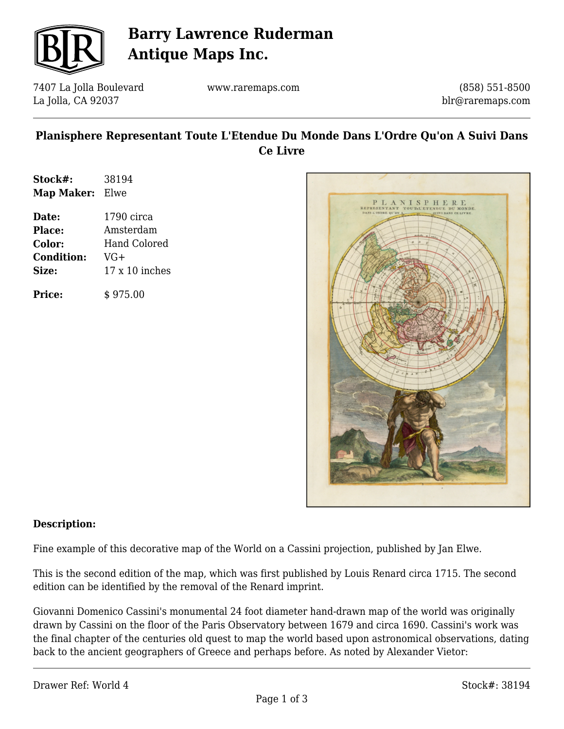# Barry Lawrence Ruderman Antique Maps Inc.

7407 La Jolla Boulevard
La Jolla, CA 92037

www.raremaps.com

(858) 551-8500
blr@raremaps.com

## Planisphere Representant Toute L'Etendue Du Monde Dans L'Ordre Qu'on A Suivi Dans Ce Livre

| | |
|---|---|
| **Stock#:** | 38194 |
| **Map Maker:** | Elwe |
| **Date:** | 1790 circa |
| **Place:** | Amsterdam |
| **Color:** | Hand Colored |
| **Condition:** | VG+ |
| **Size:** | 17 x 10 inches |
| **Price:** | $ 975.00 |

### Description:

Fine example of this decorative map of the World on a Cassini projection, published by Jan Elwe.

This is the second edition of the map, which was first published by Louis Renard circa 1715. The second edition can be identified by the removal of the Renard imprint.

Giovanni Domenico Cassini's monumental 24 foot diameter hand-drawn map of the world was originally drawn by Cassini on the floor of the Paris Observatory between 1679 and circa 1690. Cassini's work was the final chapter of the centuries old quest to map the world based upon astronomical observations, dating back to the ancient geographers of Greece and perhaps before. As noted by Alexander Vietor:

Drawer Ref: World 4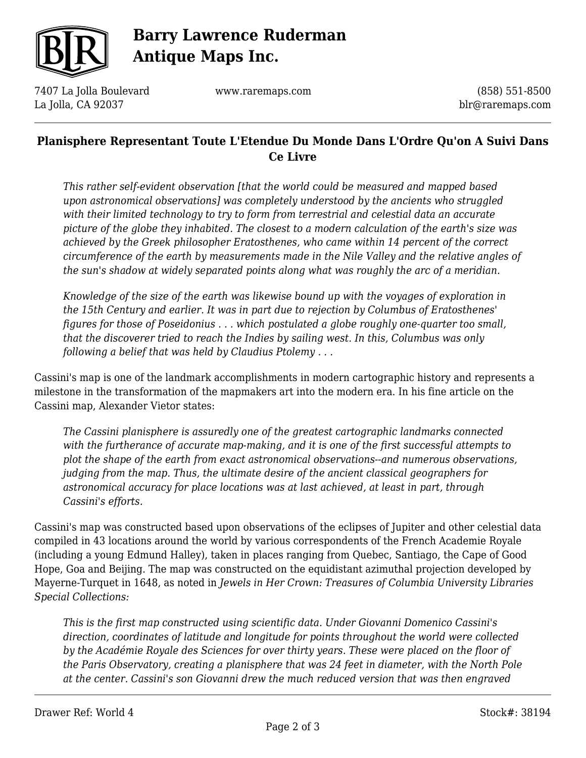## Planisphere Representant Toute L'Etendue Du Monde Dans L'Ordre Qu'on A Suivi Dans Ce Livre

> *This rather self-evident observation [that the world could be measured and mapped based upon astronomical observations] was completely understood by the ancients who struggled with their limited technology to try to form from terrestrial and celestial data an accurate picture of the globe they inhabited. The closest to a modern calculation of the earth's size was achieved by the Greek philosopher Eratosthenes, who came within 14 percent of the correct circumference of the earth by measurements made in the Nile Valley and the relative angles of the sun's shadow at widely separated points along what was roughly the arc of a meridian.*
>
> *Knowledge of the size of the earth was likewise bound up with the voyages of exploration in the 15th Century and earlier. It was in part due to rejection by Columbus of Eratosthenes' figures for those of Poseidonius . . . which postulated a globe roughly one-quarter too small, that the discoverer tried to reach the Indies by sailing west. In this, Columbus was only following a belief that was held by Claudius Ptolemy . . .*

Cassini's map is one of the landmark accomplishments in modern cartographic history and represents a milestone in the transformation of the mapmakers art into the modern era. In his fine article on the Cassini map, Alexander Vietor states:

> *The Cassini planisphere is assuredly one of the greatest cartographic landmarks connected with the furtherance of accurate map-making, and it is one of the first successful attempts to plot the shape of the earth from exact astronomical observations--and numerous observations, judging from the map. Thus, the ultimate desire of the ancient classical geographers for astronomical accuracy for place locations was at last achieved, at least in part, through Cassini's efforts.*

Cassini's map was constructed based upon observations of the eclipses of Jupiter and other celestial data compiled in 43 locations around the world by various correspondents of the French Academie Royale (including a young Edmund Halley), taken in places ranging from Quebec, Santiago, the Cape of Good Hope, Goa and Beijing. The map was constructed on the equidistant azimuthal projection developed by Mayerne-Turquet in 1648, as noted in *Jewels in Her Crown: Treasures of Columbia University Libraries Special Collections:*

> *This is the first map constructed using scientific data. Under Giovanni Domenico Cassini's direction, coordinates of latitude and longitude for points throughout the world were collected by the Académie Royale des Sciences for over thirty years. These were placed on the floor of the Paris Observatory, creating a planisphere that was 24 feet in diameter, with the North Pole at the center. Cassini's son Giovanni drew the much reduced version that was then engraved*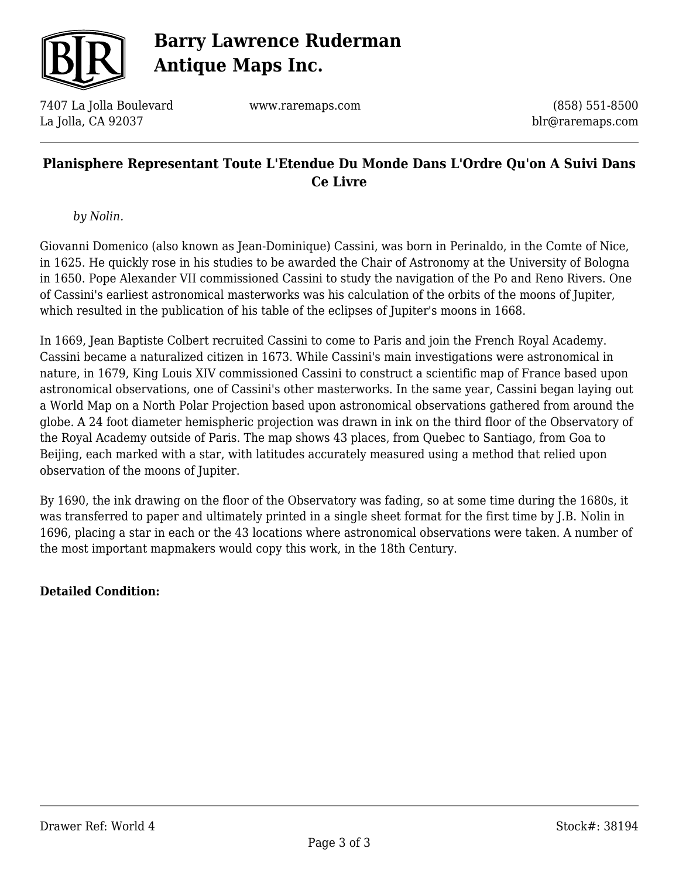## Planisphere Representant Toute L'Etendue Du Monde Dans L'Ordre Qu'on A Suivi Dans Ce Livre

*by Nolin.*

Giovanni Domenico (also known as Jean-Dominique) Cassini, was born in Perinaldo, in the Comte of Nice, in 1625. He quickly rose in his studies to be awarded the Chair of Astronomy at the University of Bologna in 1650. Pope Alexander VII commissioned Cassini to study the navigation of the Po and Reno Rivers. One of Cassini's earliest astronomical masterworks was his calculation of the orbits of the moons of Jupiter, which resulted in the publication of his table of the eclipses of Jupiter's moons in 1668.

In 1669, Jean Baptiste Colbert recruited Cassini to come to Paris and join the French Royal Academy. Cassini became a naturalized citizen in 1673. While Cassini's main investigations were astronomical in nature, in 1679, King Louis XIV commissioned Cassini to construct a scientific map of France based upon astronomical observations, one of Cassini's other masterworks. In the same year, Cassini began laying out a World Map on a North Polar Projection based upon astronomical observations gathered from around the globe. A 24 foot diameter hemispheric projection was drawn in ink on the third floor of the Observatory of the Royal Academy outside of Paris. The map shows 43 places, from Quebec to Santiago, from Goa to Beijing, each marked with a star, with latitudes accurately measured using a method that relied upon observation of the moons of Jupiter.

By 1690, the ink drawing on the floor of the Observatory was fading, so at some time during the 1680s, it was transferred to paper and ultimately printed in a single sheet format for the first time by J.B. Nolin in 1696, placing a star in each or the 43 locations where astronomical observations were taken. A number of the most important mapmakers would copy this work, in the 18th Century.

**Detailed Condition:**

Drawer Ref: World 4

Stock#: 38194